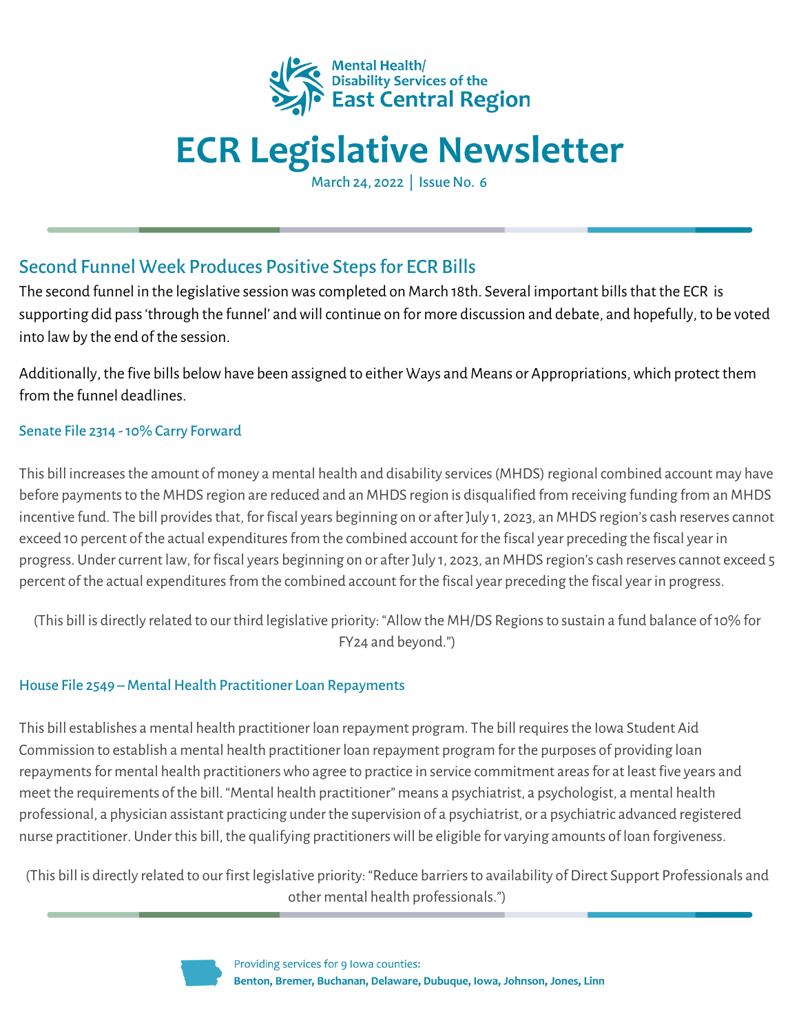Mental Health/
Disability Services of the
East Central Region

# ECR Legislative Newsletter

March 24, 2022 | Issue No. 6

## Second Funnel Week Produces Positive Steps for ECR Bills

The second funnel in the legislative session was completed on March 18th. Several important bills that the ECR is supporting did pass 'through the funnel' and will continue on for more discussion and debate, and hopefully, to be voted into law by the end of the session.

Additionally, the five bills below have been assigned to either Ways and Means or Appropriations, which protect them from the funnel deadlines.

### Senate File 2314 - 10% Carry Forward

This bill increases the amount of money a mental health and disability services (MHDS) regional combined account may have before payments to the MHDS region are reduced and an MHDS region is disqualified from receiving funding from an MHDS incentive fund. The bill provides that, for fiscal years beginning on or after July 1, 2023, an MHDS region's cash reserves cannot exceed 10 percent of the actual expenditures from the combined account for the fiscal year preceding the fiscal year in progress. Under current law, for fiscal years beginning on or after July 1, 2023, an MHDS region's cash reserves cannot exceed 5 percent of the actual expenditures from the combined account for the fiscal year preceding the fiscal year in progress.

(This bill is directly related to our third legislative priority: "Allow the MH/DS Regions to sustain a fund balance of 10% for FY24 and beyond.")

### House File 2549 – Mental Health Practitioner Loan Repayments

This bill establishes a mental health practitioner loan repayment program. The bill requires the Iowa Student Aid Commission to establish a mental health practitioner loan repayment program for the purposes of providing loan repayments for mental health practitioners who agree to practice in service commitment areas for at least five years and meet the requirements of the bill. "Mental health practitioner" means a psychiatrist, a psychologist, a mental health professional, a physician assistant practicing under the supervision of a psychiatrist, or a psychiatric advanced registered nurse practitioner. Under this bill, the qualifying practitioners will be eligible for varying amounts of loan forgiveness.

(This bill is directly related to our first legislative priority: "Reduce barriers to availability of Direct Support Professionals and other mental health professionals.")

Providing services for 9 Iowa counties:
**Benton, Bremer, Buchanan, Delaware, Dubuque, Iowa, Johnson, Jones, Linn**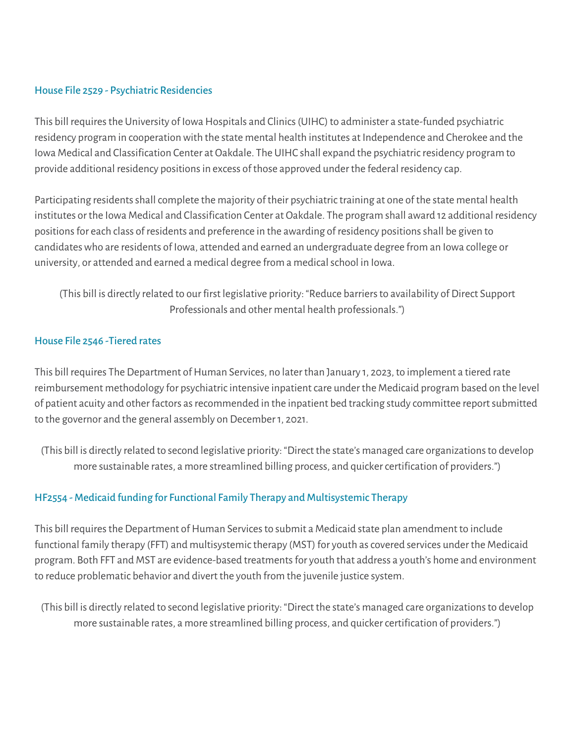### House File 2529 - Psychiatric Residencies

This bill requires the University of Iowa Hospitals and Clinics (UIHC) to administer a state-funded psychiatric residency program in cooperation with the state mental health institutes at Independence and Cherokee and the Iowa Medical and Classification Center at Oakdale. The UIHC shall expand the psychiatric residency program to provide additional residency positions in excess of those approved under the federal residency cap.

Participating residents shall complete the majority of their psychiatric training at one of the state mental health institutes or the Iowa Medical and Classification Center at Oakdale. The program shall award 12 additional residency positions for each class of residents and preference in the awarding of residency positions shall be given to candidates who are residents of Iowa, attended and earned an undergraduate degree from an Iowa college or university, or attended and earned a medical degree from a medical school in Iowa.

(This bill is directly related to our first legislative priority: "Reduce barriers to availability of Direct Support Professionals and other mental health professionals.")

### House File 2546 -Tiered rates

This bill requires The Department of Human Services, no later than January 1, 2023, to implement a tiered rate reimbursement methodology for psychiatric intensive inpatient care under the Medicaid program based on the level of patient acuity and other factors as recommended in the inpatient bed tracking study committee report submitted to the governor and the general assembly on December 1, 2021.

(This bill is directly related to second legislative priority: "Direct the state's managed care organizations to develop more sustainable rates, a more streamlined billing process, and quicker certification of providers.")

### HF2554 - Medicaid funding for Functional Family Therapy and Multisystemic Therapy

This bill requires the Department of Human Services to submit a Medicaid state plan amendment to include functional family therapy (FFT) and multisystemic therapy (MST) for youth as covered services under the Medicaid program. Both FFT and MST are evidence-based treatments for youth that address a youth's home and environment to reduce problematic behavior and divert the youth from the juvenile justice system.

(This bill is directly related to second legislative priority: "Direct the state's managed care organizations to develop more sustainable rates, a more streamlined billing process, and quicker certification of providers.")